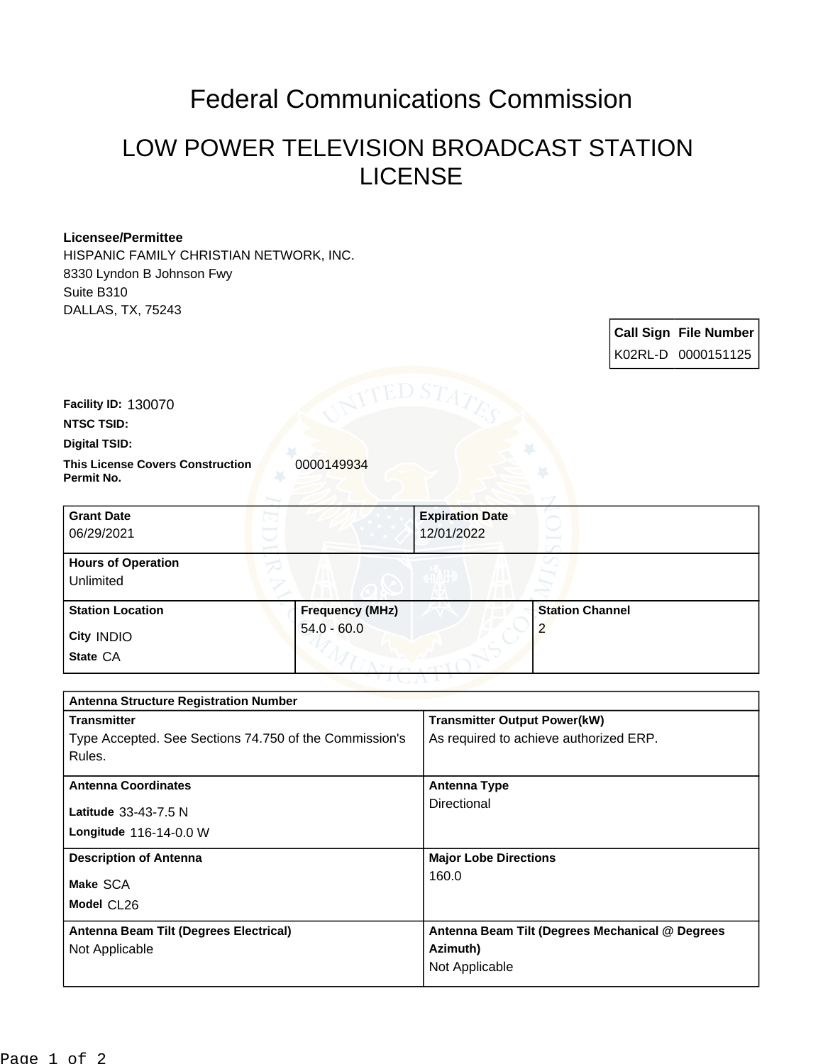# Federal Communications Commission

## LOW POWER TELEVISION BROADCAST STATION LICENSE

**Licensee/Permittee**
HISPANIC FAMILY CHRISTIAN NETWORK, INC.
8330 Lyndon B Johnson Fwy
Suite B310
DALLAS, TX, 75243

| Call Sign | File Number |
|---|---|
| K02RL-D | 0000151125 |

**Facility ID:** 130070

**NTSC TSID:**

**Digital TSID:**

**This License Covers Construction Permit No.** 0000149934

| Grant Date | Expiration Date |
|---|---|
| 06/29/2021 | 12/01/2022 |

**Hours of Operation**
Unlimited

| Station Location | Frequency (MHz) | Station Channel |
|---|---|---|
| City INDIO<br>State CA | 54.0 - 60.0 | 2 |

**Antenna Structure Registration Number**

| | |
|---|---|
| **Transmitter**<br>Type Accepted. See Sections 74.750 of the Commission's Rules. | **Transmitter Output Power(kW)**<br>As required to achieve authorized ERP. |
| **Antenna Coordinates**<br>Latitude 33-43-7.5 N<br>Longitude 116-14-0.0 W | **Antenna Type**<br>Directional |
| **Description of Antenna**<br>Make SCA<br>Model CL26 | **Major Lobe Directions**<br>160.0 |
| **Antenna Beam Tilt (Degrees Electrical)**<br>Not Applicable | **Antenna Beam Tilt (Degrees Mechanical @ Degrees Azimuth)**<br>Not Applicable |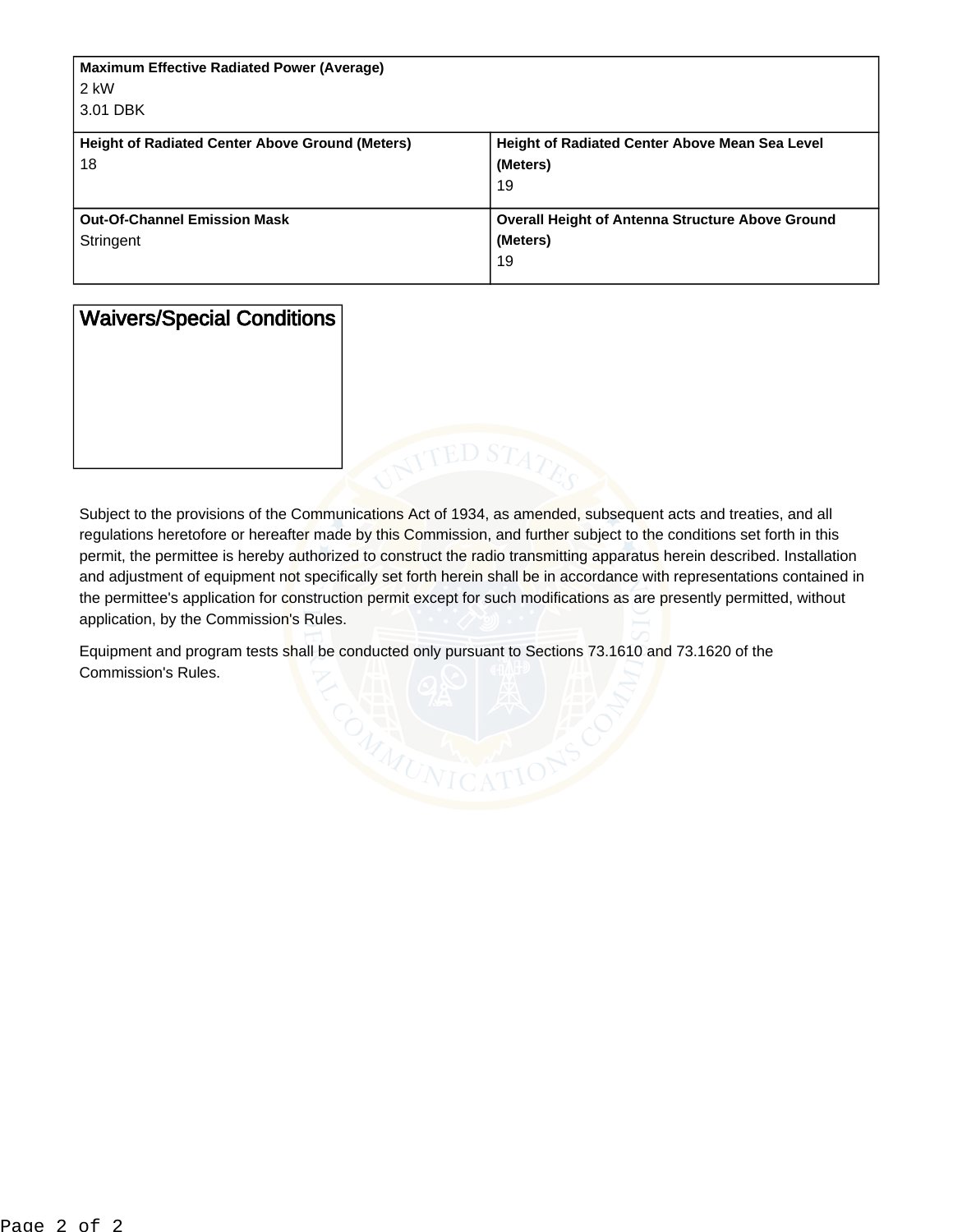| | |
|---|---|
| **Maximum Effective Radiated Power (Average)**<br>2 kW<br>3.01 DBK | |
| **Height of Radiated Center Above Ground (Meters)**<br>18 | **Height of Radiated Center Above Mean Sea Level (Meters)**<br>19 |
| **Out-Of-Channel Emission Mask**<br>Stringent | **Overall Height of Antenna Structure Above Ground (Meters)**<br>19 |

## Waivers/Special Conditions

Subject to the provisions of the Communications Act of 1934, as amended, subsequent acts and treaties, and all regulations heretofore or hereafter made by this Commission, and further subject to the conditions set forth in this permit, the permittee is hereby authorized to construct the radio transmitting apparatus herein described. Installation and adjustment of equipment not specifically set forth herein shall be in accordance with representations contained in the permittee's application for construction permit except for such modifications as are presently permitted, without application, by the Commission's Rules.

Equipment and program tests shall be conducted only pursuant to Sections 73.1610 and 73.1620 of the Commission's Rules.